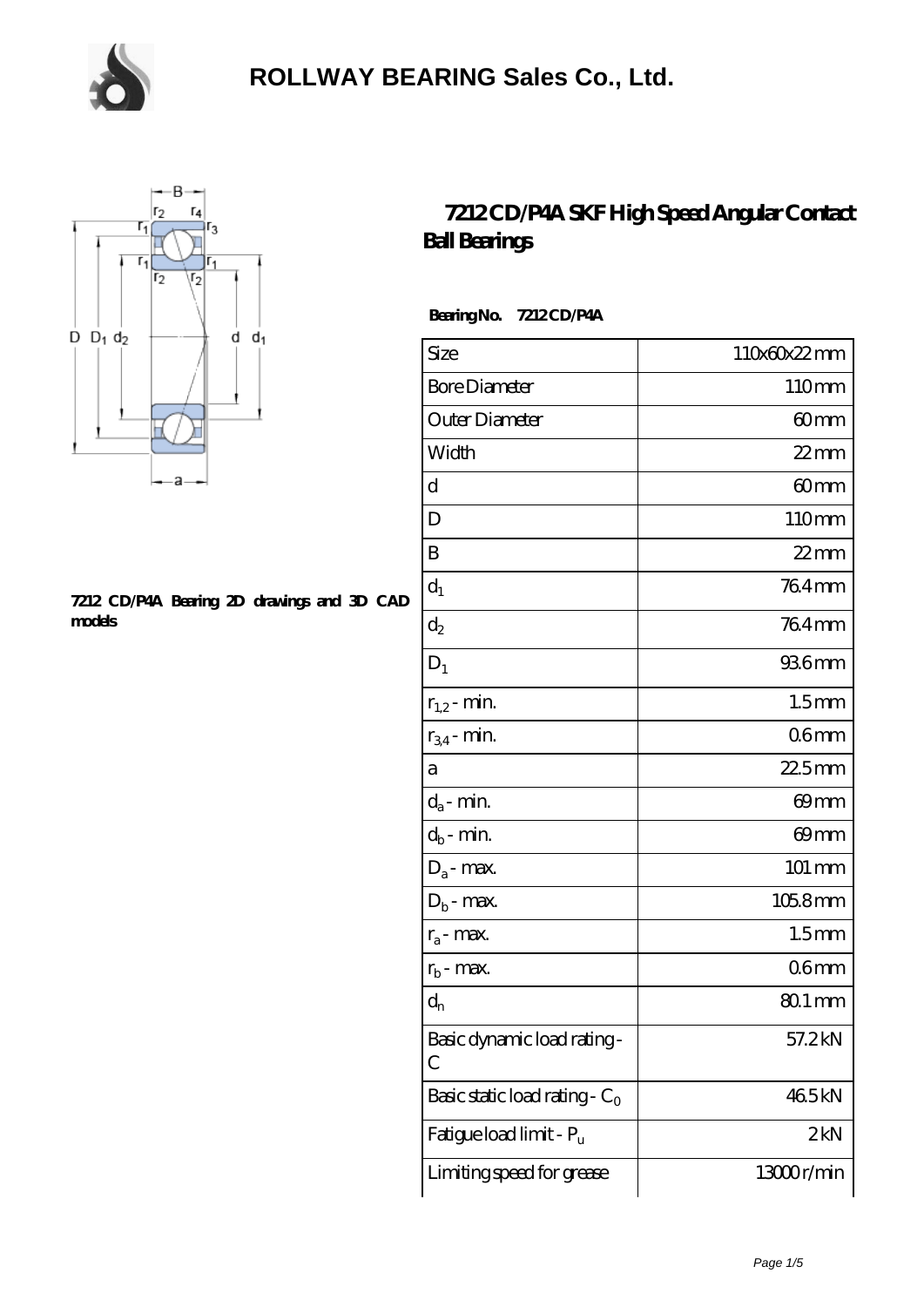# ROLLWAY BEARING Sales Co., Ltd.

7212 CD/P4A Bearing 2D drawings and 3D CAD models

## 7212 CD/P4A SKF High Speed Angular Contact Ball Bearings

**Bearing No. 7212 CD/P4A**

| | |
|---|---|
| Size | 110x60x22 mm |
| Bore Diameter | 110 mm |
| Outer Diameter | 60 mm |
| Width | 22 mm |
| d | 60 mm |
| D | 110 mm |
| B | 22 mm |
| $d_1$ | 76.4 mm |
| $d_2$ | 76.4 mm |
| $D_1$ | 93.6 mm |
| $r_{1,2}$ - min. | 1.5 mm |
| $r_{3,4}$ - min. | 0.6 mm |
| a | 22.5 mm |
| $d_a$ - min. | 69 mm |
| $d_b$ - min. | 69 mm |
| $D_a$ - max. | 101 mm |
| $D_b$ - max. | 105.8 mm |
| $r_a$ - max. | 1.5 mm |
| $r_b$ - max. | 0.6 mm |
| $d_n$ | 80.1 mm |
| Basic dynamic load rating - C | 57.2 kN |
| Basic static load rating - $C_0$ | 46.5 kN |
| Fatigue load limit - $P_u$ | 2 kN |
| Limiting speed for grease | 13000 r/min |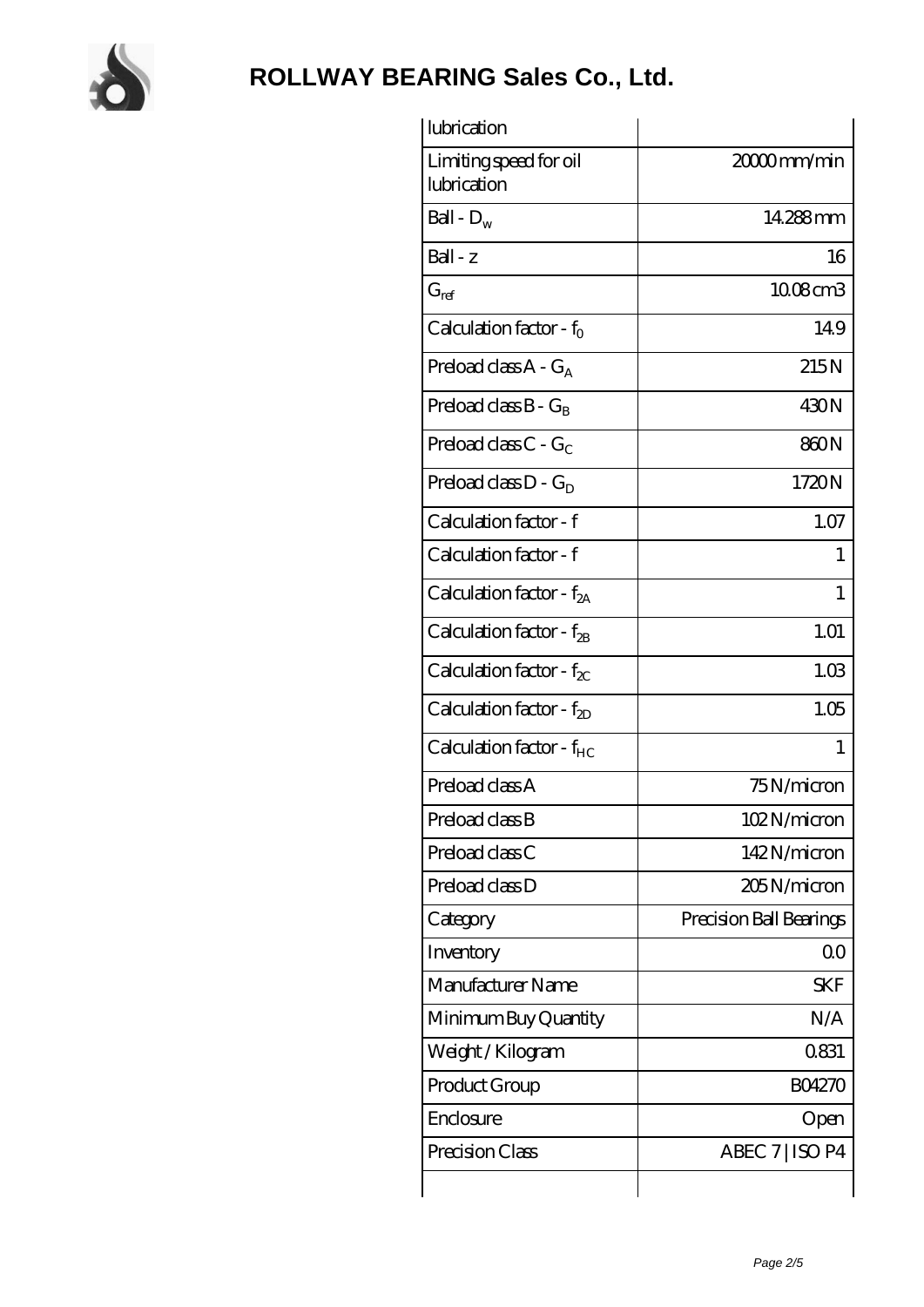# ROLLWAY BEARING Sales Co., Ltd.

| lubrication | |
|---|---|
| Limiting speed for oil lubrication | 20000 mm/min |
| Ball - $D_w$ | 14.288 mm |
| Ball - z | 16 |
| $G_{ref}$ | 10.08 cm3 |
| Calculation factor - $f_0$ | 14.9 |
| Preload class A - $G_A$ | 215 N |
| Preload class B - $G_B$ | 430 N |
| Preload class C - $G_C$ | 860 N |
| Preload class D - $G_D$ | 1720 N |
| Calculation factor - f | 1.07 |
| Calculation factor - f | 1 |
| Calculation factor - $f_{2A}$ | 1 |
| Calculation factor - $f_{2B}$ | 1.01 |
| Calculation factor - $f_{2C}$ | 1.03 |
| Calculation factor - $f_{2D}$ | 1.05 |
| Calculation factor - $f_{HC}$ | 1 |
| Preload class A | 75 N/micron |
| Preload class B | 102 N/micron |
| Preload class C | 142 N/micron |
| Preload class D | 205 N/micron |
| Category | Precision Ball Bearings |
| Inventory | 0.0 |
| Manufacturer Name | SKF |
| Minimum Buy Quantity | N/A |
| Weight / Kilogram | 0.831 |
| Product Group | B04270 |
| Enclosure | Open |
| Precision Class | ABEC 7 \| ISO P4 |
| | |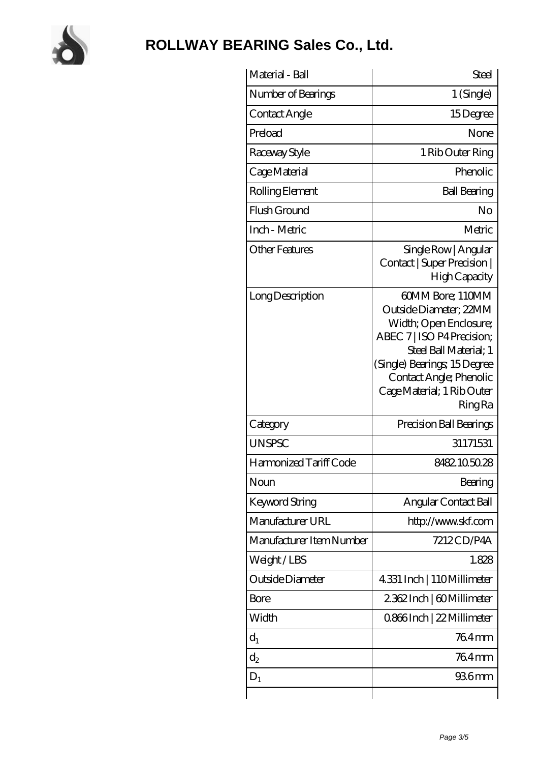# ROLLWAY BEARING Sales Co., Ltd.

| | |
|---|---|
| Material - Ball | Steel |
| Number of Bearings | 1 (Single) |
| Contact Angle | 15 Degree |
| Preload | None |
| Raceway Style | 1 Rib Outer Ring |
| Cage Material | Phenolic |
| Rolling Element | Ball Bearing |
| Flush Ground | No |
| Inch - Metric | Metric |
| Other Features | Single Row \| Angular Contact \| Super Precision \| High Capacity |
| Long Description | 60MM Bore; 110MM Outside Diameter; 22MM Width; Open Enclosure; ABEC 7 \| ISO P4 Precision; Steel Ball Material; 1 (Single) Bearings; 15 Degree Contact Angle; Phenolic Cage Material; 1 Rib Outer Ring Ra |
| Category | Precision Ball Bearings |
| UNSPSC | 31171531 |
| Harmonized Tariff Code | 8482.10.50.28 |
| Noun | Bearing |
| Keyword String | Angular Contact Ball |
| Manufacturer URL | http://www.skf.com |
| Manufacturer Item Number | 7212 CD/P4A |
| Weight / LBS | 1.828 |
| Outside Diameter | 4.331 Inch \| 110 Millimeter |
| Bore | 2.362 Inch \| 60 Millimeter |
| Width | 0.866 Inch \| 22 Millimeter |
| $d_1$ | 76.4 mm |
| $d_2$ | 76.4 mm |
| $D_1$ | 93.6 mm |
| | |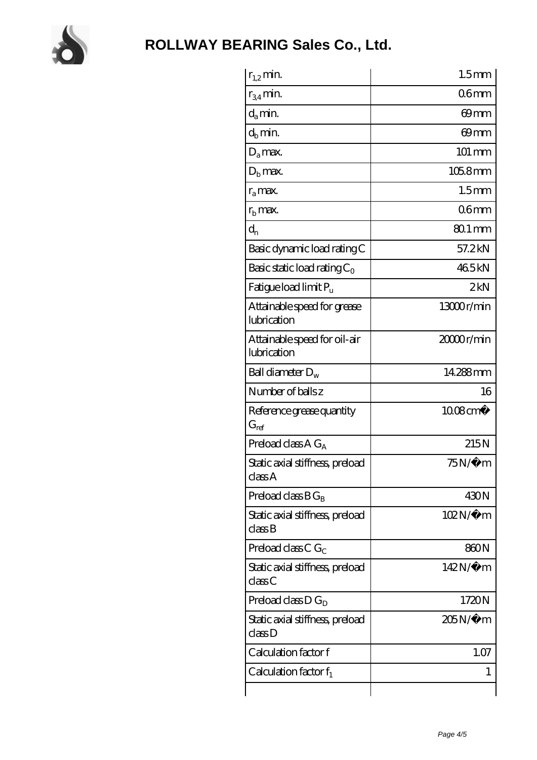# ROLLWAY BEARING Sales Co., Ltd.

| | |
|---|---|
| $r_{1,2}$ min. | 1.5 mm |
| $r_{3,4}$ min. | 0.6 mm |
| $d_a$ min. | 69 mm |
| $d_b$ min. | 69 mm |
| $D_a$ max. | 101 mm |
| $D_b$ max. | 105.8 mm |
| $r_a$ max. | 1.5 mm |
| $r_b$ max. | 0.6 mm |
| $d_n$ | 80.1 mm |
| Basic dynamic load rating C | 57.2 kN |
| Basic static load rating $C_0$ | 46.5 kN |
| Fatigue load limit $P_u$ | 2 kN |
| Attainable speed for grease lubrication | 13000 r/min |
| Attainable speed for oil-air lubrication | 20000 r/min |
| Ball diameter $D_w$ | 14.288 mm |
| Number of balls z | 16 |
| Reference grease quantity $G_{ref}$ | 10.08 cm� |
| Preload class A $G_A$ | 215 N |
| Static axial stiffness, preload class A | 75 N/�m |
| Preload class B $G_B$ | 430 N |
| Static axial stiffness, preload class B | 102 N/�m |
| Preload class C $G_C$ | 860 N |
| Static axial stiffness, preload class C | 142 N/�m |
| Preload class D $G_D$ | 1720 N |
| Static axial stiffness, preload class D | 205 N/�m |
| Calculation factor f | 1.07 |
| Calculation factor $f_1$ | 1 |
| | |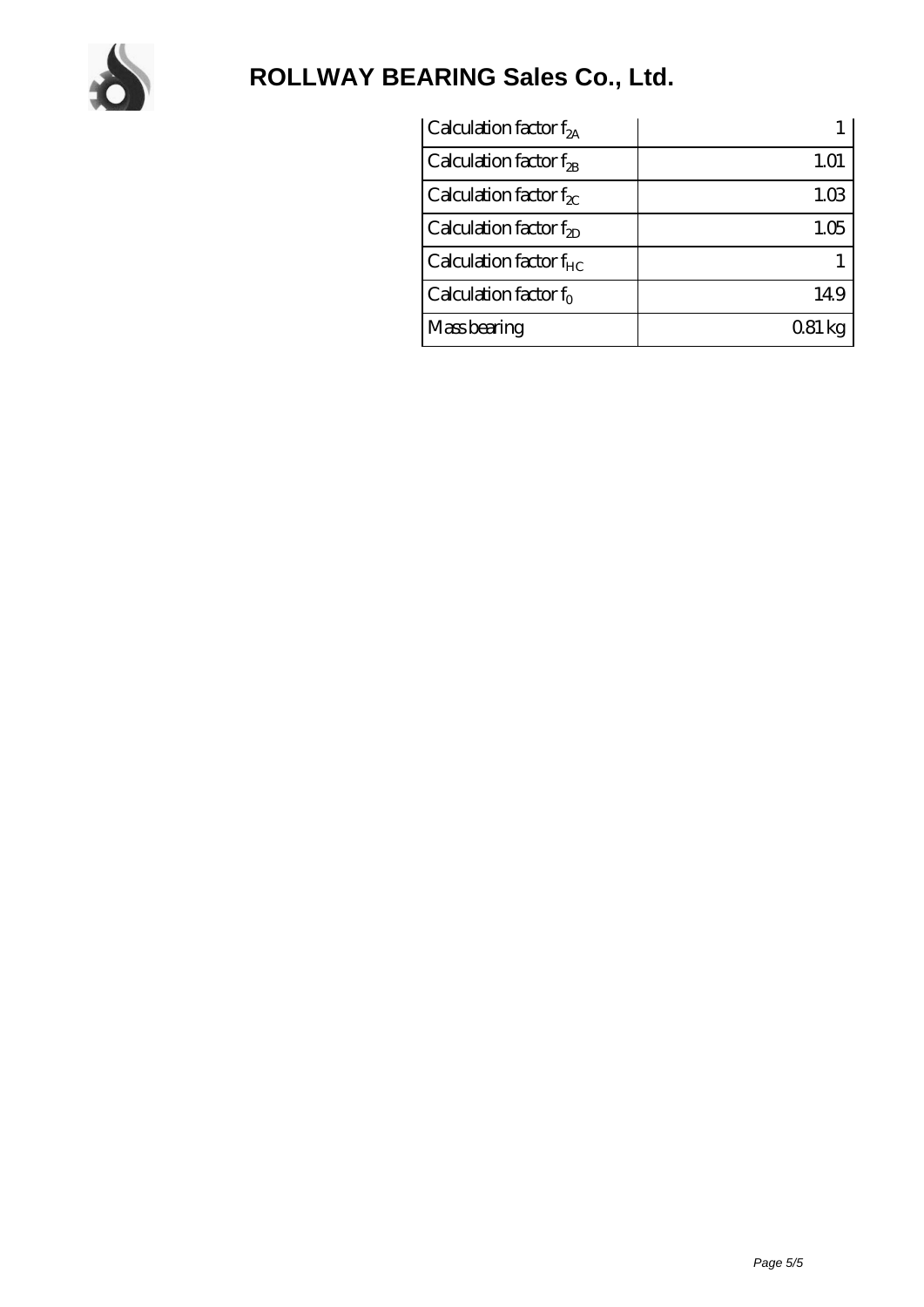| | |
|---|---|
| Calculation factor $f_{2A}$ | 1 |
| Calculation factor $f_{2B}$ | 1.01 |
| Calculation factor $f_{2C}$ | 1.03 |
| Calculation factor $f_{2D}$ | 1.05 |
| Calculation factor $f_{HC}$ | 1 |
| Calculation factor $f_0$ | 14.9 |
| Mass bearing | 0.81 kg |